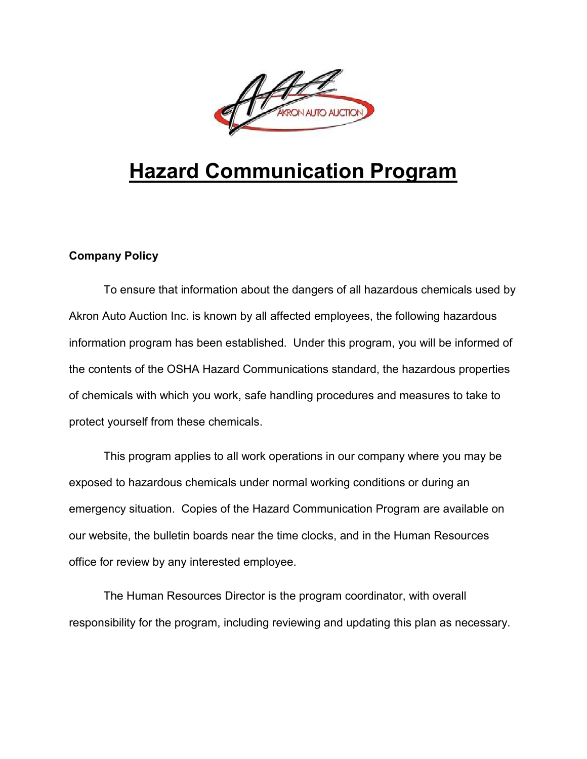# Hazard Communication Program

**Company Policy**

To ensure that information about the dangers of all hazardous chemicals used by Akron Auto Auction Inc. is known by all affected employees, the following hazardous information program has been established. Under this program, you will be informed of the contents of the OSHA Hazard Communications standard, the hazardous properties of chemicals with which you work, safe handling procedures and measures to take to protect yourself from these chemicals.

This program applies to all work operations in our company where you may be exposed to hazardous chemicals under normal working conditions or during an emergency situation. Copies of the Hazard Communication Program are available on our website, the bulletin boards near the time clocks, and in the Human Resources office for review by any interested employee.

The Human Resources Director is the program coordinator, with overall responsibility for the program, including reviewing and updating this plan as necessary.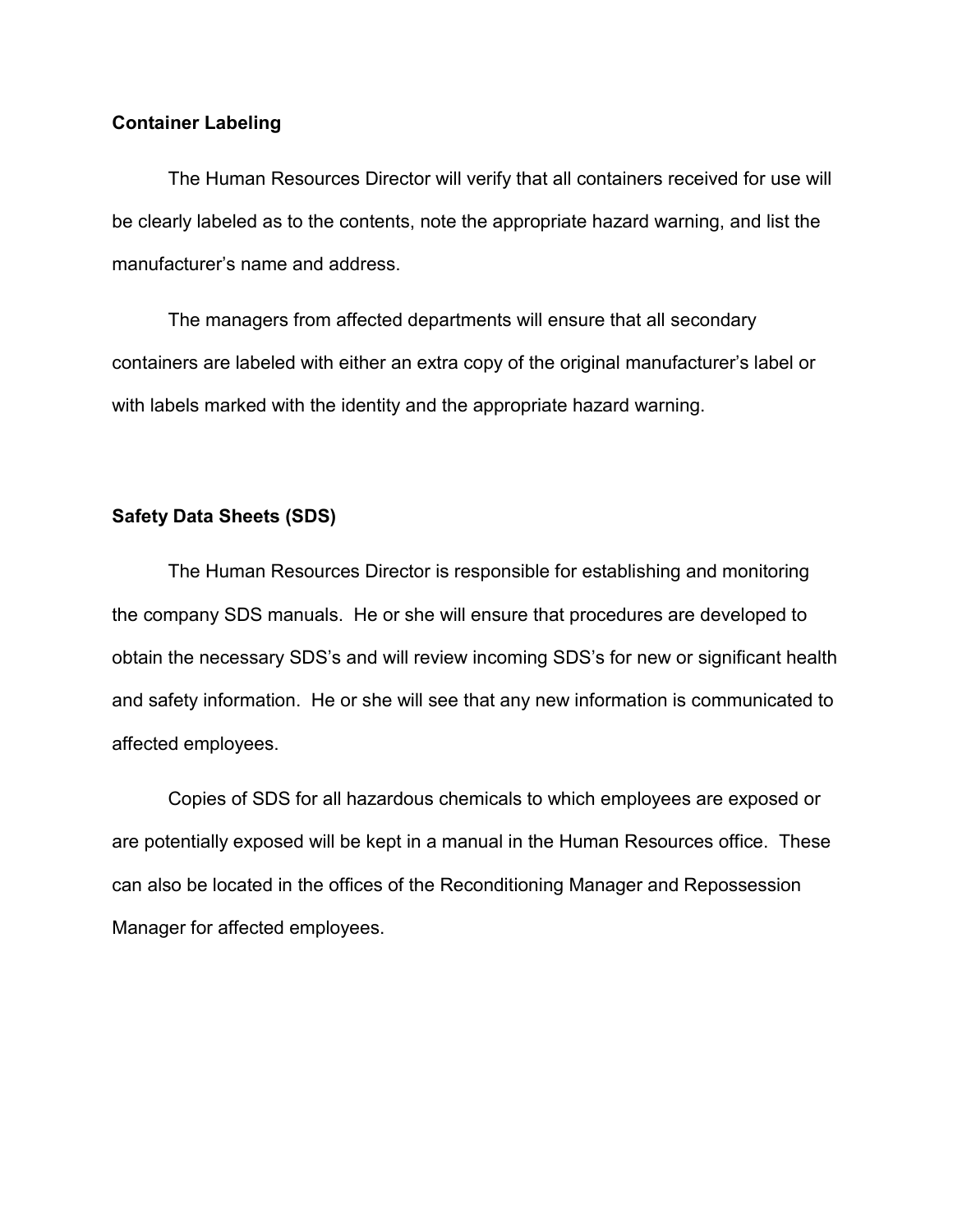**Container Labeling**

The Human Resources Director will verify that all containers received for use will be clearly labeled as to the contents, note the appropriate hazard warning, and list the manufacturer's name and address.

The managers from affected departments will ensure that all secondary containers are labeled with either an extra copy of the original manufacturer's label or with labels marked with the identity and the appropriate hazard warning.

**Safety Data Sheets (SDS)**

The Human Resources Director is responsible for establishing and monitoring the company SDS manuals. He or she will ensure that procedures are developed to obtain the necessary SDS's and will review incoming SDS's for new or significant health and safety information. He or she will see that any new information is communicated to affected employees.

Copies of SDS for all hazardous chemicals to which employees are exposed or are potentially exposed will be kept in a manual in the Human Resources office. These can also be located in the offices of the Reconditioning Manager and Repossession Manager for affected employees.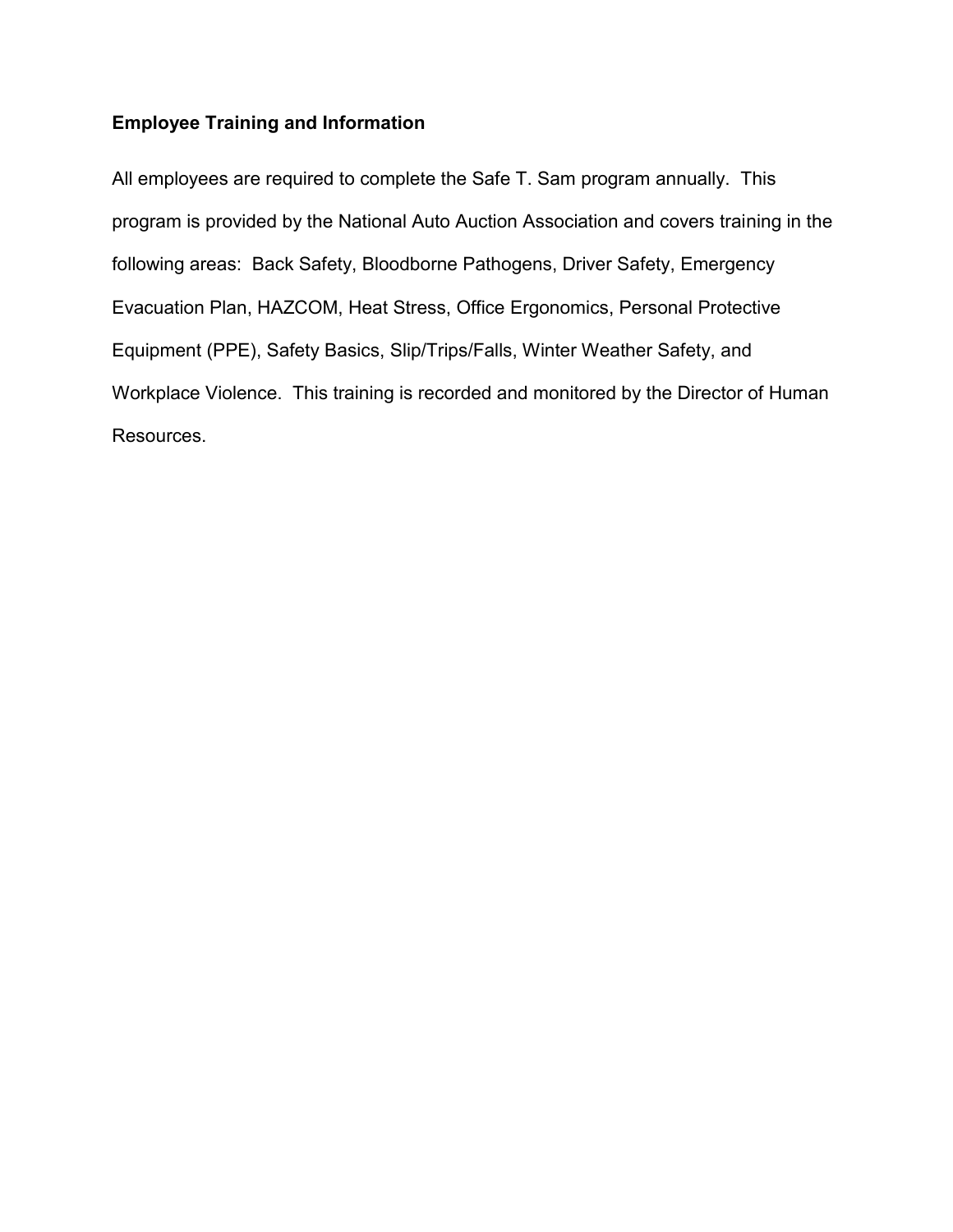**Employee Training and Information**

All employees are required to complete the Safe T. Sam program annually. This program is provided by the National Auto Auction Association and covers training in the following areas: Back Safety, Bloodborne Pathogens, Driver Safety, Emergency Evacuation Plan, HAZCOM, Heat Stress, Office Ergonomics, Personal Protective Equipment (PPE), Safety Basics, Slip/Trips/Falls, Winter Weather Safety, and Workplace Violence. This training is recorded and monitored by the Director of Human Resources.